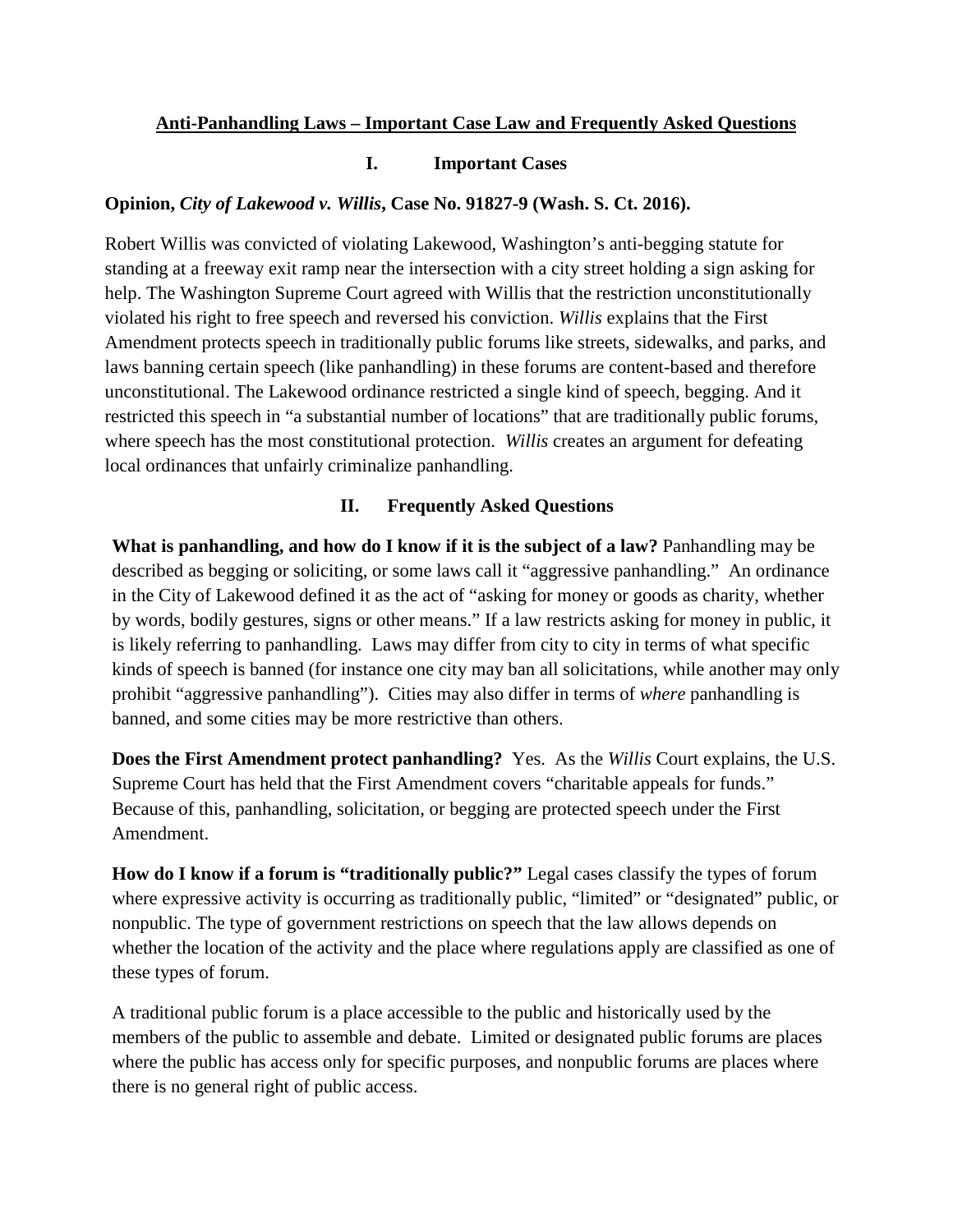# <u>Anti-Panhandling Laws – Important Case Law and Frequently Asked Questions</u>

## I. Important Cases

**Opinion, *City of Lakewood v. Willis*, Case No. 91827-9 (Wash. S. Ct. 2016).**

Robert Willis was convicted of violating Lakewood, Washington's anti-begging statute for standing at a freeway exit ramp near the intersection with a city street holding a sign asking for help. The Washington Supreme Court agreed with Willis that the restriction unconstitutionally violated his right to free speech and reversed his conviction. *Willis* explains that the First Amendment protects speech in traditionally public forums like streets, sidewalks, and parks, and laws banning certain speech (like panhandling) in these forums are content-based and therefore unconstitutional. The Lakewood ordinance restricted a single kind of speech, begging. And it restricted this speech in "a substantial number of locations" that are traditionally public forums, where speech has the most constitutional protection. *Willis* creates an argument for defeating local ordinances that unfairly criminalize panhandling.

## II. Frequently Asked Questions

**What is panhandling, and how do I know if it is the subject of a law?** Panhandling may be described as begging or soliciting, or some laws call it "aggressive panhandling." An ordinance in the City of Lakewood defined it as the act of "asking for money or goods as charity, whether by words, bodily gestures, signs or other means." If a law restricts asking for money in public, it is likely referring to panhandling. Laws may differ from city to city in terms of what specific kinds of speech is banned (for instance one city may ban all solicitations, while another may only prohibit "aggressive panhandling"). Cities may also differ in terms of *where* panhandling is banned, and some cities may be more restrictive than others.

**Does the First Amendment protect panhandling?** Yes. As the *Willis* Court explains, the U.S. Supreme Court has held that the First Amendment covers "charitable appeals for funds." Because of this, panhandling, solicitation, or begging are protected speech under the First Amendment.

**How do I know if a forum is "traditionally public?"** Legal cases classify the types of forum where expressive activity is occurring as traditionally public, "limited" or "designated" public, or nonpublic. The type of government restrictions on speech that the law allows depends on whether the location of the activity and the place where regulations apply are classified as one of these types of forum.

A traditional public forum is a place accessible to the public and historically used by the members of the public to assemble and debate. Limited or designated public forums are places where the public has access only for specific purposes, and nonpublic forums are places where there is no general right of public access.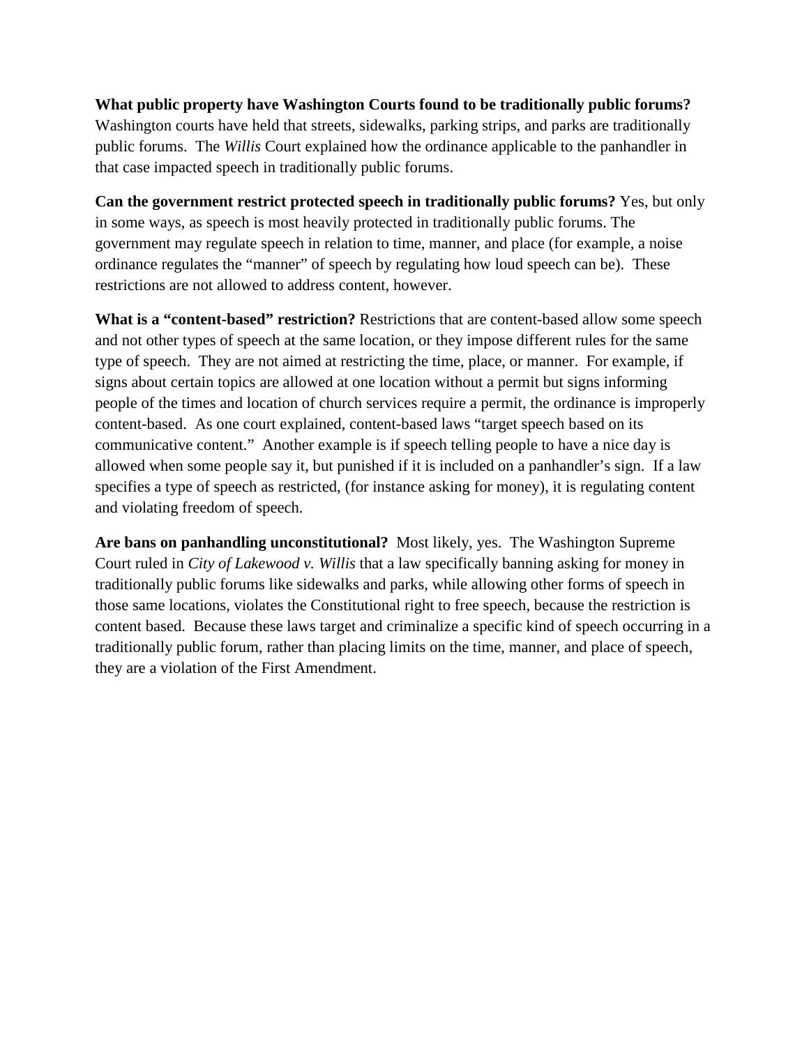**What public property have Washington Courts found to be traditionally public forums?** Washington courts have held that streets, sidewalks, parking strips, and parks are traditionally public forums. The *Willis* Court explained how the ordinance applicable to the panhandler in that case impacted speech in traditionally public forums.

**Can the government restrict protected speech in traditionally public forums?** Yes, but only in some ways, as speech is most heavily protected in traditionally public forums. The government may regulate speech in relation to time, manner, and place (for example, a noise ordinance regulates the "manner" of speech by regulating how loud speech can be). These restrictions are not allowed to address content, however.

**What is a "content-based" restriction?** Restrictions that are content-based allow some speech and not other types of speech at the same location, or they impose different rules for the same type of speech. They are not aimed at restricting the time, place, or manner. For example, if signs about certain topics are allowed at one location without a permit but signs informing people of the times and location of church services require a permit, the ordinance is improperly content-based. As one court explained, content-based laws "target speech based on its communicative content." Another example is if speech telling people to have a nice day is allowed when some people say it, but punished if it is included on a panhandler's sign. If a law specifies a type of speech as restricted, (for instance asking for money), it is regulating content and violating freedom of speech.

**Are bans on panhandling unconstitutional?** Most likely, yes. The Washington Supreme Court ruled in *City of Lakewood v. Willis* that a law specifically banning asking for money in traditionally public forums like sidewalks and parks, while allowing other forms of speech in those same locations, violates the Constitutional right to free speech, because the restriction is content based. Because these laws target and criminalize a specific kind of speech occurring in a traditionally public forum, rather than placing limits on the time, manner, and place of speech, they are a violation of the First Amendment.